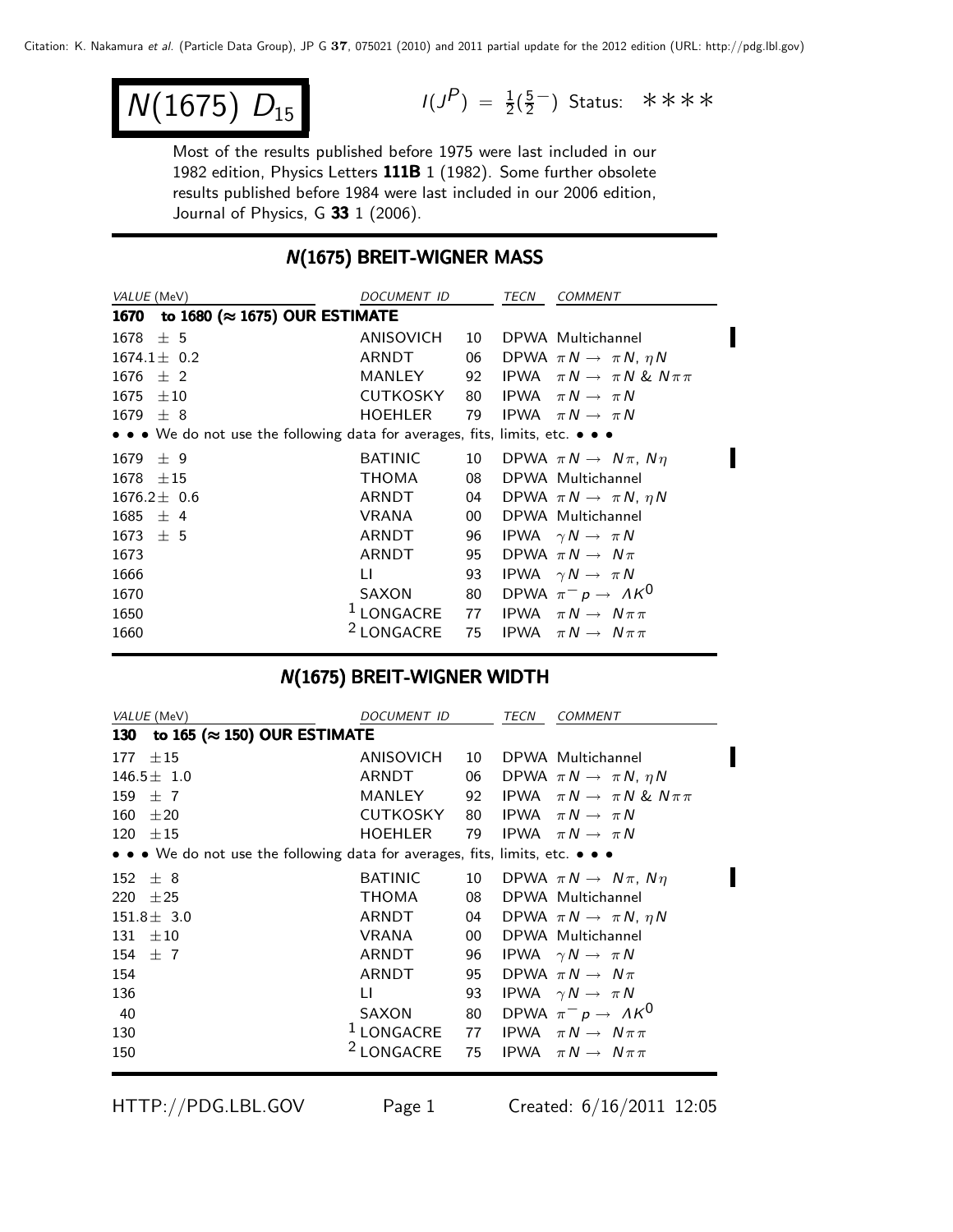Citation: K. Nakamura *et al.* (Particle Data Group), JP G **37**, 075021 (2010) and 2011 partial update for the 2012 edition (URL: http://pdg.lbl.gov)

# $N(1675)\ D_{15}$

$I(J^P) = \frac{1}{2}(\frac{5}{2}^-)$ Status: ∗∗∗∗

Most of the results published before 1975 were last included in our 1982 edition, Physics Letters **111B** 1 (1982). Some further obsolete results published before 1984 were last included in our 2006 edition, Journal of Physics, G **33** 1 (2006).

## N(1675) BREIT-WIGNER MASS

| VALUE (MeV) | DOCUMENT ID | | TECN | COMMENT |
|---|---|---|---|---|
| **1670 to 1680 (≈ 1675) OUR ESTIMATE** | | | | |
| 1678 ± 5 | ANISOVICH | 10 | DPWA | Multichannel |
| 1674.1 ± 0.2 | ARNDT | 06 | DPWA | $\pi N \to \pi N$, $\eta N$ |
| 1676 ± 2 | MANLEY | 92 | IPWA | $\pi N \to \pi N$ & $N \pi\pi$ |
| 1675 ± 10 | CUTKOSKY | 80 | IPWA | $\pi N \to \pi N$ |
| 1679 ± 8 | HOEHLER | 79 | IPWA | $\pi N \to \pi N$ |
| • • • We do not use the following data for averages, fits, limits, etc. • • • | | | | |
| 1679 ± 9 | BATINIC | 10 | DPWA | $\pi N \to N\pi$, $N\eta$ |
| 1678 ± 15 | THOMA | 08 | DPWA | Multichannel |
| 1676.2 ± 0.6 | ARNDT | 04 | DPWA | $\pi N \to \pi N$, $\eta N$ |
| 1685 ± 4 | VRANA | 00 | DPWA | Multichannel |
| 1673 ± 5 | ARNDT | 96 | IPWA | $\gamma N \to \pi N$ |
| 1673 | ARNDT | 95 | DPWA | $\pi N \to N\pi$ |
| 1666 | LI | 93 | IPWA | $\gamma N \to \pi N$ |
| 1670 | SAXON | 80 | DPWA | $\pi^- p \to \Lambda K^0$ |
| 1650 | [1] LONGACRE | 77 | IPWA | $\pi N \to N\pi\pi$ |
| 1660 | [2] LONGACRE | 75 | IPWA | $\pi N \to N\pi\pi$ |

## N(1675) BREIT-WIGNER WIDTH

| VALUE (MeV) | DOCUMENT ID | | TECN | COMMENT |
|---|---|---|---|---|
| **130 to 165 (≈ 150) OUR ESTIMATE** | | | | |
| 177 ± 15 | ANISOVICH | 10 | DPWA | Multichannel |
| 146.5 ± 1.0 | ARNDT | 06 | DPWA | $\pi N \to \pi N$, $\eta N$ |
| 159 ± 7 | MANLEY | 92 | IPWA | $\pi N \to \pi N$ & $N \pi\pi$ |
| 160 ± 20 | CUTKOSKY | 80 | IPWA | $\pi N \to \pi N$ |
| 120 ± 15 | HOEHLER | 79 | IPWA | $\pi N \to \pi N$ |
| • • • We do not use the following data for averages, fits, limits, etc. • • • | | | | |
| 152 ± 8 | BATINIC | 10 | DPWA | $\pi N \to N\pi$, $N\eta$ |
| 220 ± 25 | THOMA | 08 | DPWA | Multichannel |
| 151.8 ± 3.0 | ARNDT | 04 | DPWA | $\pi N \to \pi N$, $\eta N$ |
| 131 ± 10 | VRANA | 00 | DPWA | Multichannel |
| 154 ± 7 | ARNDT | 96 | IPWA | $\gamma N \to \pi N$ |
| 154 | ARNDT | 95 | DPWA | $\pi N \to N\pi$ |
| 136 | LI | 93 | IPWA | $\gamma N \to \pi N$ |
| 40 | SAXON | 80 | DPWA | $\pi^- p \to \Lambda K^0$ |
| 130 | [1] LONGACRE | 77 | IPWA | $\pi N \to N\pi\pi$ |
| 150 | [2] LONGACRE | 75 | IPWA | $\pi N \to N\pi\pi$ |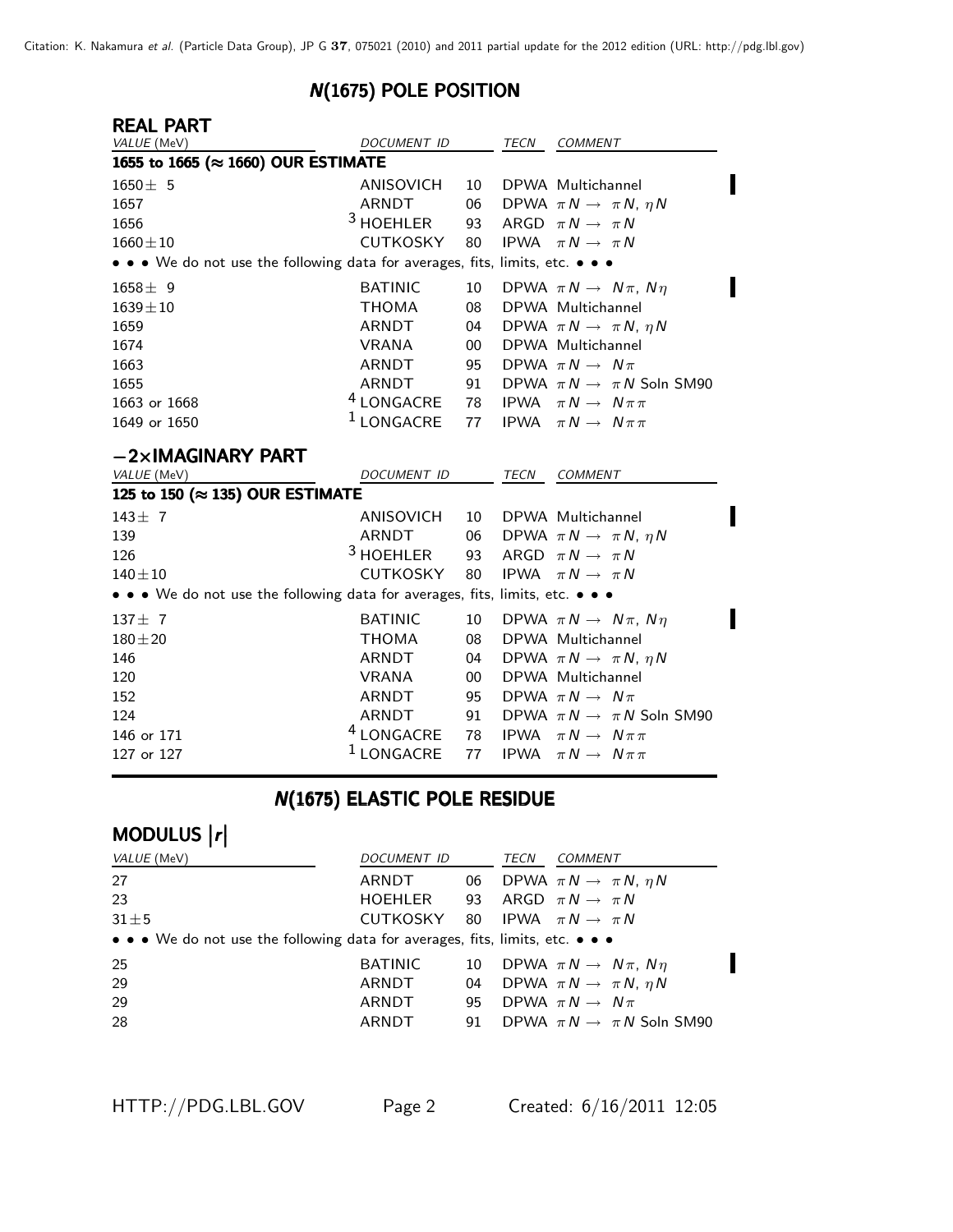## *N*(1675) POLE POSITION

### REAL PART

| VALUE (MeV) | DOCUMENT ID | | TECN | COMMENT |
|---|---|---|---|---|
| **1655 to 1665 (≈ 1660) OUR ESTIMATE** | | | | |
| 1650 ± 5 | ANISOVICH | 10 | DPWA | Multichannel |
| 1657 | ARNDT | 06 | DPWA | $\pi N \rightarrow \pi N$, $\eta N$ |
| 1656 | [3] HOEHLER | 93 | ARGD | $\pi N \rightarrow \pi N$ |
| 1660 ± 10 | CUTKOSKY | 80 | IPWA | $\pi N \rightarrow \pi N$ |
| • • • We do not use the following data for averages, fits, limits, etc. • • • | | | | |
| 1658 ± 9 | BATINIC | 10 | DPWA | $\pi N \rightarrow N\pi$, $N\eta$ |
| 1639 ± 10 | THOMA | 08 | DPWA | Multichannel |
| 1659 | ARNDT | 04 | DPWA | $\pi N \rightarrow \pi N$, $\eta N$ |
| 1674 | VRANA | 00 | DPWA | Multichannel |
| 1663 | ARNDT | 95 | DPWA | $\pi N \rightarrow N\pi$ |
| 1655 | ARNDT | 91 | DPWA | $\pi N \rightarrow \pi N$ Soln SM90 |
| 1663 or 1668 | [4] LONGACRE | 78 | IPWA | $\pi N \rightarrow N\pi\pi$ |
| 1649 or 1650 | [1] LONGACRE | 77 | IPWA | $\pi N \rightarrow N\pi\pi$ |

### −2×IMAGINARY PART

| VALUE (MeV) | DOCUMENT ID | | TECN | COMMENT |
|---|---|---|---|---|
| **125 to 150 (≈ 135) OUR ESTIMATE** | | | | |
| 143 ± 7 | ANISOVICH | 10 | DPWA | Multichannel |
| 139 | ARNDT | 06 | DPWA | $\pi N \rightarrow \pi N$, $\eta N$ |
| 126 | [3] HOEHLER | 93 | ARGD | $\pi N \rightarrow \pi N$ |
| 140 ± 10 | CUTKOSKY | 80 | IPWA | $\pi N \rightarrow \pi N$ |
| • • • We do not use the following data for averages, fits, limits, etc. • • • | | | | |
| 137 ± 7 | BATINIC | 10 | DPWA | $\pi N \rightarrow N\pi$, $N\eta$ |
| 180 ± 20 | THOMA | 08 | DPWA | Multichannel |
| 146 | ARNDT | 04 | DPWA | $\pi N \rightarrow \pi N$, $\eta N$ |
| 120 | VRANA | 00 | DPWA | Multichannel |
| 152 | ARNDT | 95 | DPWA | $\pi N \rightarrow N\pi$ |
| 124 | ARNDT | 91 | DPWA | $\pi N \rightarrow \pi N$ Soln SM90 |
| 146 or 171 | [4] LONGACRE | 78 | IPWA | $\pi N \rightarrow N\pi\pi$ |
| 127 or 127 | [1] LONGACRE | 77 | IPWA | $\pi N \rightarrow N\pi\pi$ |

## *N*(1675) ELASTIC POLE RESIDUE

### MODULUS $|r|$

| VALUE (MeV) | DOCUMENT ID | | TECN | COMMENT |
|---|---|---|---|---|
| 27 | ARNDT | 06 | DPWA | $\pi N \rightarrow \pi N$, $\eta N$ |
| 23 | HOEHLER | 93 | ARGD | $\pi N \rightarrow \pi N$ |
| 31 ± 5 | CUTKOSKY | 80 | IPWA | $\pi N \rightarrow \pi N$ |
| • • • We do not use the following data for averages, fits, limits, etc. • • • | | | | |
| 25 | BATINIC | 10 | DPWA | $\pi N \rightarrow N\pi$, $N\eta$ |
| 29 | ARNDT | 04 | DPWA | $\pi N \rightarrow \pi N$, $\eta N$ |
| 29 | ARNDT | 95 | DPWA | $\pi N \rightarrow N\pi$ |
| 28 | ARNDT | 91 | DPWA | $\pi N \rightarrow \pi N$ Soln SM90 |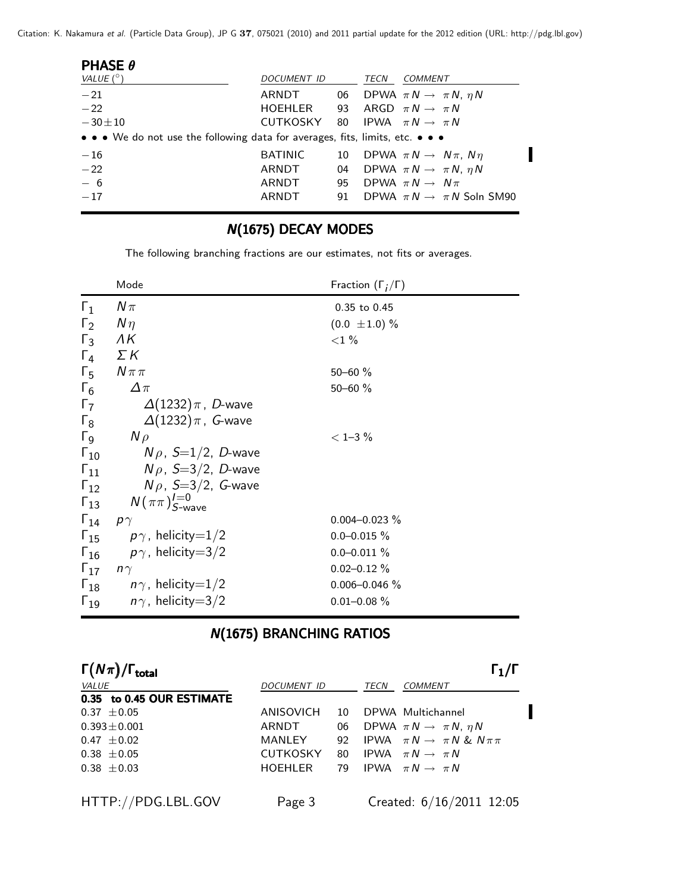### PHASE $\theta$

| VALUE (°) | DOCUMENT ID | | TECN | COMMENT |
|---|---|---|---|---|
| −21 | ARNDT | 06 | DPWA | $\pi N \rightarrow \pi N$, $\eta N$ |
| −22 | HOEHLER | 93 | ARGD | $\pi N \rightarrow \pi N$ |
| −30±10 | CUTKOSKY | 80 | IPWA | $\pi N \rightarrow \pi N$ |
| • • • We do not use the following data for averages, fits, limits, etc. • • • | | | | |
| −16 | BATINIC | 10 | DPWA | $\pi N \rightarrow N\pi$, $N\eta$ |
| −22 | ARNDT | 04 | DPWA | $\pi N \rightarrow \pi N$, $\eta N$ |
| − 6 | ARNDT | 95 | DPWA | $\pi N \rightarrow N\pi$ |
| −17 | ARNDT | 91 | DPWA | $\pi N \rightarrow \pi N$ Soln SM90 |

## N(1675) DECAY MODES

The following branching fractions are our estimates, not fits or averages.

| | Mode | Fraction ($\Gamma_i/\Gamma$) |
|---|---|---|
| $\Gamma_1$ | $N\pi$ | 0.35 to 0.45 |
| $\Gamma_2$ | $N\eta$ | $(0.0 \pm 1.0)$ % |
| $\Gamma_3$ | $\Lambda K$ | <1 % |
| $\Gamma_4$ | $\Sigma K$ | |
| $\Gamma_5$ | $N\pi\pi$ | 50–60 % |
| $\Gamma_6$ | $\Delta\pi$ | 50–60 % |
| $\Gamma_7$ | $\Delta(1232)\pi$, D-wave | |
| $\Gamma_8$ | $\Delta(1232)\pi$, G-wave | |
| $\Gamma_9$ | $N\rho$ | < 1–3 % |
| $\Gamma_{10}$ | $N\rho$, $S=1/2$, D-wave | |
| $\Gamma_{11}$ | $N\rho$, $S=3/2$, D-wave | |
| $\Gamma_{12}$ | $N\rho$, $S=3/2$, G-wave | |
| $\Gamma_{13}$ | $N(\pi\pi)^{I=0}_{S\text{-wave}}$ | |
| $\Gamma_{14}$ | $p\gamma$ | 0.004–0.023 % |
| $\Gamma_{15}$ | $p\gamma$, helicity=1/2 | 0.0–0.015 % |
| $\Gamma_{16}$ | $p\gamma$, helicity=3/2 | 0.0–0.011 % |
| $\Gamma_{17}$ | $n\gamma$ | 0.02–0.12 % |
| $\Gamma_{18}$ | $n\gamma$, helicity=1/2 | 0.006–0.046 % |
| $\Gamma_{19}$ | $n\gamma$, helicity=3/2 | 0.01–0.08 % |

## N(1675) BRANCHING RATIOS

### $\Gamma(N\pi)/\Gamma_{\text{total}}$ — $\Gamma_1/\Gamma$

| VALUE | DOCUMENT ID | | TECN | COMMENT |
|---|---|---|---|---|
| **0.35 to 0.45 OUR ESTIMATE** | | | | |
| 0.37 ±0.05 | ANISOVICH | 10 | DPWA | Multichannel |
| 0.393±0.001 | ARNDT | 06 | DPWA | $\pi N \rightarrow \pi N$, $\eta N$ |
| 0.47 ±0.02 | MANLEY | 92 | IPWA | $\pi N \rightarrow \pi N$ & $N\pi\pi$ |
| 0.38 ±0.05 | CUTKOSKY | 80 | IPWA | $\pi N \rightarrow \pi N$ |
| 0.38 ±0.03 | HOEHLER | 79 | IPWA | $\pi N \rightarrow \pi N$ |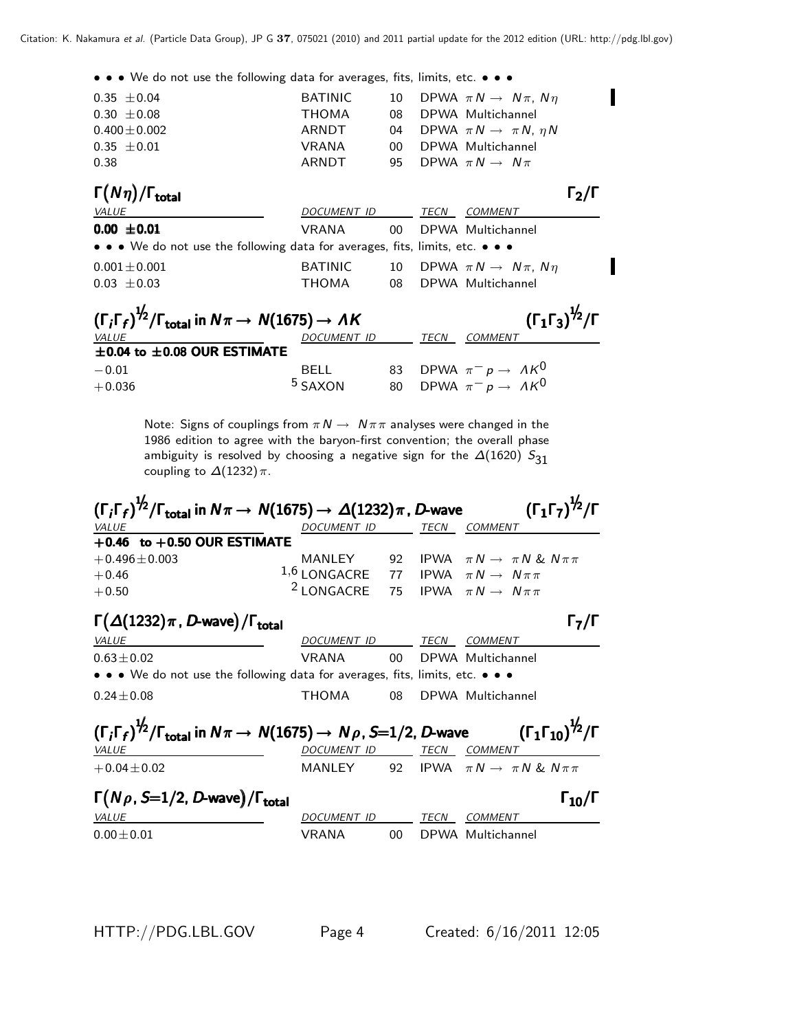• • • We do not use the following data for averages, fits, limits, etc. • • •

| | | | | |
|---|---|---|---|---|
| 0.35 ±0.04 | BATINIC | 10 | DPWA | $\pi N \to N\pi$, $N\eta$ |
| 0.30 ±0.08 | THOMA | 08 | DPWA | Multichannel |
| 0.400±0.002 | ARNDT | 04 | DPWA | $\pi N \to \pi N$, $\eta N$ |
| 0.35 ±0.01 | VRANA | 00 | DPWA | Multichannel |
| 0.38 | ARNDT | 95 | DPWA | $\pi N \to N\pi$ |

### $\Gamma(N\eta)/\Gamma_{total}$ — $\Gamma_2/\Gamma$

| VALUE | DOCUMENT ID | | TECN | COMMENT |
|---|---|---|---|---|
| **0.00 ±0.01** | VRANA | 00 | DPWA | Multichannel |
| • • • We do not use the following data for averages, fits, limits, etc. • • • | | | | |
| 0.001±0.001 | BATINIC | 10 | DPWA | $\pi N \to N\pi$, $N\eta$ |
| 0.03 ±0.03 | THOMA | 08 | DPWA | Multichannel |

### $(\Gamma_i\Gamma_f)^{1/2}/\Gamma_{total}$ in $N\pi \to N(1675) \to \Lambda K$ — $(\Gamma_1\Gamma_3)^{1/2}/\Gamma$

| VALUE | DOCUMENT ID | | TECN | COMMENT |
|---|---|---|---|---|
| **±0.04 to ±0.08 OUR ESTIMATE** | | | | |
| −0.01 | BELL | 83 | DPWA | $\pi^- p \to \Lambda K^0$ |
| +0.036 | [5] SAXON | 80 | DPWA | $\pi^- p \to \Lambda K^0$ |

Note: Signs of couplings from $\pi N \to N\pi\pi$ analyses were changed in the 1986 edition to agree with the baryon-first convention; the overall phase ambiguity is resolved by choosing a negative sign for the $\Delta(1620)$ $S_{31}$ coupling to $\Delta(1232)\pi$.

### $(\Gamma_i\Gamma_f)^{1/2}/\Gamma_{total}$ in $N\pi \to N(1675) \to \Delta(1232)\pi$, *D*-wave — $(\Gamma_1\Gamma_7)^{1/2}/\Gamma$

| VALUE | DOCUMENT ID | | TECN | COMMENT |
|---|---|---|---|---|
| **+0.46 to +0.50 OUR ESTIMATE** | | | | |
| +0.496±0.003 | MANLEY | 92 | IPWA | $\pi N \to \pi N$ & $N\pi\pi$ |
| +0.46 | [1,6] LONGACRE | 77 | IPWA | $\pi N \to N\pi\pi$ |
| +0.50 | [2] LONGACRE | 75 | IPWA | $\pi N \to N\pi\pi$ |

### $\Gamma(\Delta(1232)\pi$, *D*-wave$)/\Gamma_{total}$ — $\Gamma_7/\Gamma$

| VALUE | DOCUMENT ID | | TECN | COMMENT |
|---|---|---|---|---|
| 0.63±0.02 | VRANA | 00 | DPWA | Multichannel |
| • • • We do not use the following data for averages, fits, limits, etc. • • • | | | | |
| 0.24±0.08 | THOMA | 08 | DPWA | Multichannel |

### $(\Gamma_i\Gamma_f)^{1/2}/\Gamma_{total}$ in $N\pi \to N(1675) \to N\rho$, $S$=1/2, *D*-wave — $(\Gamma_1\Gamma_{10})^{1/2}/\Gamma$

| VALUE | DOCUMENT ID | | TECN | COMMENT |
|---|---|---|---|---|
| +0.04±0.02 | MANLEY | 92 | IPWA | $\pi N \to \pi N$ & $N\pi\pi$ |

### $\Gamma(N\rho$, $S$=1/2, *D*-wave$)/\Gamma_{total}$ — $\Gamma_{10}/\Gamma$

| VALUE | DOCUMENT ID | | TECN | COMMENT |
|---|---|---|---|---|
| 0.00±0.01 | VRANA | 00 | DPWA | Multichannel |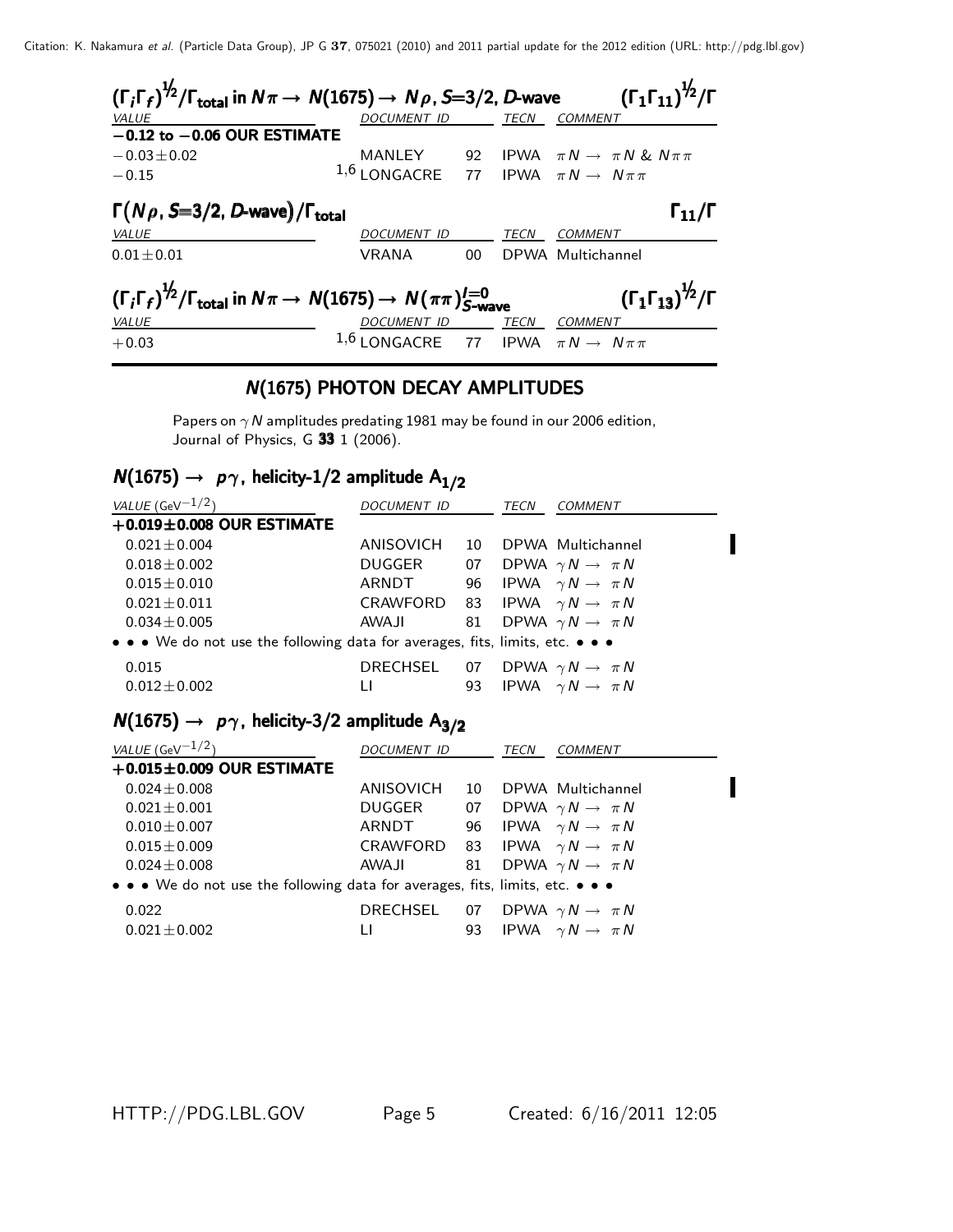## $(\Gamma_i\Gamma_f)^{1/2}/\Gamma_{total}$ in $N\pi \rightarrow N(1675) \rightarrow N\rho$, $S$=3/2, $D$-wave $\qquad (\Gamma_1\Gamma_{11})^{1/2}/\Gamma$

| VALUE | DOCUMENT ID | | TECN | COMMENT |
|---|---|---|---|---|
| **−0.12 to −0.06 OUR ESTIMATE** | | | | |
| $-0.03\pm0.02$ | MANLEY | 92 | IPWA | $\pi N \rightarrow \pi N$ & $N\pi\pi$ |
| $-0.15$ | [1,6] LONGACRE | 77 | IPWA | $\pi N \rightarrow N\pi\pi$ |

## $\Gamma(N\rho, S$=3/2, $D$-wave$)/\Gamma_{total}$ $\qquad \Gamma_{11}/\Gamma$

| VALUE | DOCUMENT ID | | TECN | COMMENT |
|---|---|---|---|---|
| $0.01\pm0.01$ | VRANA | 00 | DPWA | Multichannel |

## $(\Gamma_i\Gamma_f)^{1/2}/\Gamma_{total}$ in $N\pi \rightarrow N(1675) \rightarrow N(\pi\pi)^{I=0}_{S\text{-wave}}$ $\qquad (\Gamma_1\Gamma_{13})^{1/2}/\Gamma$

| VALUE | DOCUMENT ID | | TECN | COMMENT |
|---|---|---|---|---|
| $+0.03$ | [1,6] LONGACRE | 77 | IPWA | $\pi N \rightarrow N\pi\pi$ |

# N(1675) PHOTON DECAY AMPLITUDES

Papers on $\gamma N$ amplitudes predating 1981 may be found in our 2006 edition, Journal of Physics, G **33** 1 (2006).

## $N(1675) \rightarrow p\gamma$, helicity-1/2 amplitude $A_{1/2}$

| VALUE (GeV$^{-1/2}$) | DOCUMENT ID | | TECN | COMMENT |
|---|---|---|---|---|
| **+0.019±0.008 OUR ESTIMATE** | | | | |
| $0.021\pm0.004$ | ANISOVICH | 10 | DPWA | Multichannel |
| $0.018\pm0.002$ | DUGGER | 07 | DPWA | $\gamma N \rightarrow \pi N$ |
| $0.015\pm0.010$ | ARNDT | 96 | IPWA | $\gamma N \rightarrow \pi N$ |
| $0.021\pm0.011$ | CRAWFORD | 83 | IPWA | $\gamma N \rightarrow \pi N$ |
| $0.034\pm0.005$ | AWAJI | 81 | DPWA | $\gamma N \rightarrow \pi N$ |
| • • • We do not use the following data for averages, fits, limits, etc. • • • | | | | |
| 0.015 | DRECHSEL | 07 | DPWA | $\gamma N \rightarrow \pi N$ |
| $0.012\pm0.002$ | LI | 93 | IPWA | $\gamma N \rightarrow \pi N$ |

## $N(1675) \rightarrow p\gamma$, helicity-3/2 amplitude $A_{3/2}$

| VALUE (GeV$^{-1/2}$) | DOCUMENT ID | | TECN | COMMENT |
|---|---|---|---|---|
| **+0.015±0.009 OUR ESTIMATE** | | | | |
| $0.024\pm0.008$ | ANISOVICH | 10 | DPWA | Multichannel |
| $0.021\pm0.001$ | DUGGER | 07 | DPWA | $\gamma N \rightarrow \pi N$ |
| $0.010\pm0.007$ | ARNDT | 96 | IPWA | $\gamma N \rightarrow \pi N$ |
| $0.015\pm0.009$ | CRAWFORD | 83 | IPWA | $\gamma N \rightarrow \pi N$ |
| $0.024\pm0.008$ | AWAJI | 81 | DPWA | $\gamma N \rightarrow \pi N$ |
| • • • We do not use the following data for averages, fits, limits, etc. • • • | | | | |
| 0.022 | DRECHSEL | 07 | DPWA | $\gamma N \rightarrow \pi N$ |
| $0.021\pm0.002$ | LI | 93 | IPWA | $\gamma N \rightarrow \pi N$ |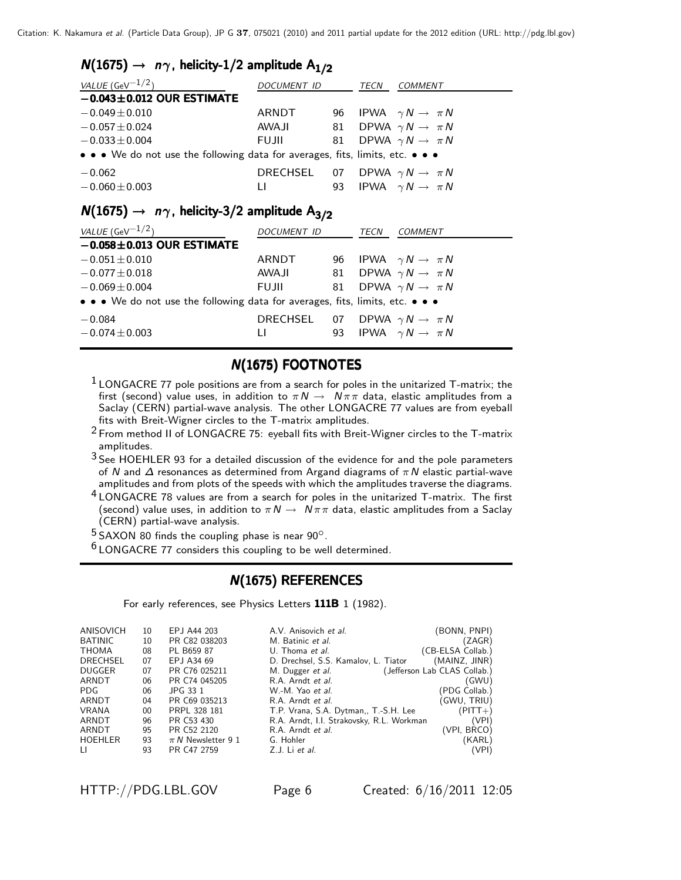## $N(1675) \to n\gamma$, helicity-1/2 amplitude $A_{1/2}$

| VALUE ($\text{GeV}^{-1/2}$) | DOCUMENT ID | | TECN | COMMENT |
|---|---|---|---|---|
| **−0.043±0.012 OUR ESTIMATE** | | | | |
| −0.049±0.010 | ARNDT | 96 | IPWA | $\gamma N \to \pi N$ |
| −0.057±0.024 | AWAJI | 81 | DPWA | $\gamma N \to \pi N$ |
| −0.033±0.004 | FUJII | 81 | DPWA | $\gamma N \to \pi N$ |
| • • • We do not use the following data for averages, fits, limits, etc. • • • | | | | |
| −0.062 | DRECHSEL | 07 | DPWA | $\gamma N \to \pi N$ |
| −0.060±0.003 | LI | 93 | IPWA | $\gamma N \to \pi N$ |

## $N(1675) \to n\gamma$, helicity-3/2 amplitude $A_{3/2}$

| VALUE ($\text{GeV}^{-1/2}$) | DOCUMENT ID | | TECN | COMMENT |
|---|---|---|---|---|
| **−0.058±0.013 OUR ESTIMATE** | | | | |
| −0.051±0.010 | ARNDT | 96 | IPWA | $\gamma N \to \pi N$ |
| −0.077±0.018 | AWAJI | 81 | DPWA | $\gamma N \to \pi N$ |
| −0.069±0.004 | FUJII | 81 | DPWA | $\gamma N \to \pi N$ |
| • • • We do not use the following data for averages, fits, limits, etc. • • • | | | | |
| −0.084 | DRECHSEL | 07 | DPWA | $\gamma N \to \pi N$ |
| −0.074±0.003 | LI | 93 | IPWA | $\gamma N \to \pi N$ |

## $N(1675)$ FOOTNOTES

[1] LONGACRE 77 pole positions are from a search for poles in the unitarized T-matrix; the first (second) value uses, in addition to $\pi N \to N\pi\pi$ data, elastic amplitudes from a Saclay (CERN) partial-wave analysis. The other LONGACRE 77 values are from eyeball fits with Breit-Wigner circles to the T-matrix amplitudes.

[2] From method II of LONGACRE 75: eyeball fits with Breit-Wigner circles to the T-matrix amplitudes.

[3] See HOEHLER 93 for a detailed discussion of the evidence for and the pole parameters of $N$ and $\Delta$ resonances as determined from Argand diagrams of $\pi N$ elastic partial-wave amplitudes and from plots of the speeds with which the amplitudes traverse the diagrams.

[4] LONGACRE 78 values are from a search for poles in the unitarized T-matrix. The first (second) value uses, in addition to $\pi N \to N\pi\pi$ data, elastic amplitudes from a Saclay (CERN) partial-wave analysis.

[5] SAXON 80 finds the coupling phase is near 90°.

[6] LONGACRE 77 considers this coupling to be well determined.

## $N(1675)$ REFERENCES

For early references, see Physics Letters **111B** 1 (1982).

| | | | | |
|---|---|---|---|---|
| ANISOVICH | 10 | EPJ A44 203 | A.V. Anisovich *et al.* | (BONN, PNPI) |
| BATINIC | 10 | PR C82 038203 | M. Batinic *et al.* | (ZAGR) |
| THOMA | 08 | PL B659 87 | U. Thoma *et al.* | (CB-ELSA Collab.) |
| DRECHSEL | 07 | EPJ A34 69 | D. Drechsel, S.S. Kamalov, L. Tiator | (MAINZ, JINR) |
| DUGGER | 07 | PR C76 025211 | M. Dugger *et al.* | (Jefferson Lab CLAS Collab.) |
| ARNDT | 06 | PR C74 045205 | R.A. Arndt *et al.* | (GWU) |
| PDG | 06 | JPG 33 1 | W.-M. Yao *et al.* | (PDG Collab.) |
| ARNDT | 04 | PR C69 035213 | R.A. Arndt *et al.* | (GWU, TRIU) |
| VRANA | 00 | PRPL 328 181 | T.P. Vrana, S.A. Dytman,, T.-S.H. Lee | (PITT+) |
| ARNDT | 96 | PR C53 430 | R.A. Arndt, I.I. Strakovsky, R.L. Workman | (VPI) |
| ARNDT | 95 | PR C52 2120 | R.A. Arndt *et al.* | (VPI, BRCO) |
| HOEHLER | 93 | $\pi N$ Newsletter 9 1 | G. Hohler | (KARL) |
| LI | 93 | PR C47 2759 | Z.J. Li *et al.* | (VPI) |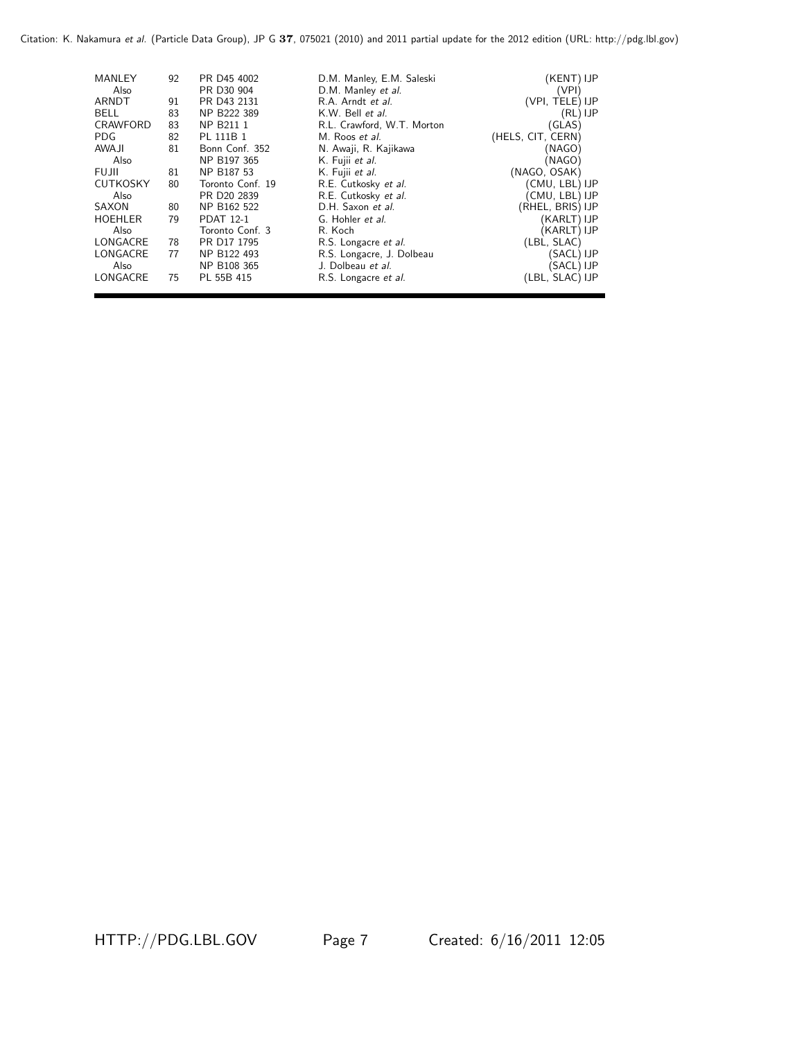| | | | | |
|---|---|---|---|---|
| MANLEY | 92 | PR D45 4002 | D.M. Manley, E.M. Saleski | (KENT) IJP |
| Also | | PR D30 904 | D.M. Manley *et al.* | (VPI) |
| ARNDT | 91 | PR D43 2131 | R.A. Arndt *et al.* | (VPI, TELE) IJP |
| BELL | 83 | NP B222 389 | K.W. Bell *et al.* | (RL) IJP |
| CRAWFORD | 83 | NP B211 1 | R.L. Crawford, W.T. Morton | (GLAS) |
| PDG | 82 | PL 111B 1 | M. Roos *et al.* | (HELS, CIT, CERN) |
| AWAJI | 81 | Bonn Conf. 352 | N. Awaji, R. Kajikawa | (NAGO) |
| Also | | NP B197 365 | K. Fujii *et al.* | (NAGO) |
| FUJII | 81 | NP B187 53 | K. Fujii *et al.* | (NAGO, OSAK) |
| CUTKOSKY | 80 | Toronto Conf. 19 | R.E. Cutkosky *et al.* | (CMU, LBL) IJP |
| Also | | PR D20 2839 | R.E. Cutkosky *et al.* | (CMU, LBL) IJP |
| SAXON | 80 | NP B162 522 | D.H. Saxon *et al.* | (RHEL, BRIS) IJP |
| HOEHLER | 79 | PDAT 12-1 | G. Hohler *et al.* | (KARLT) IJP |
| Also | | Toronto Conf. 3 | R. Koch | (KARLT) IJP |
| LONGACRE | 78 | PR D17 1795 | R.S. Longacre *et al.* | (LBL, SLAC) |
| LONGACRE | 77 | NP B122 493 | R.S. Longacre, J. Dolbeau | (SACL) IJP |
| Also | | NP B108 365 | J. Dolbeau *et al.* | (SACL) IJP |
| LONGACRE | 75 | PL 55B 415 | R.S. Longacre *et al.* | (LBL, SLAC) IJP |